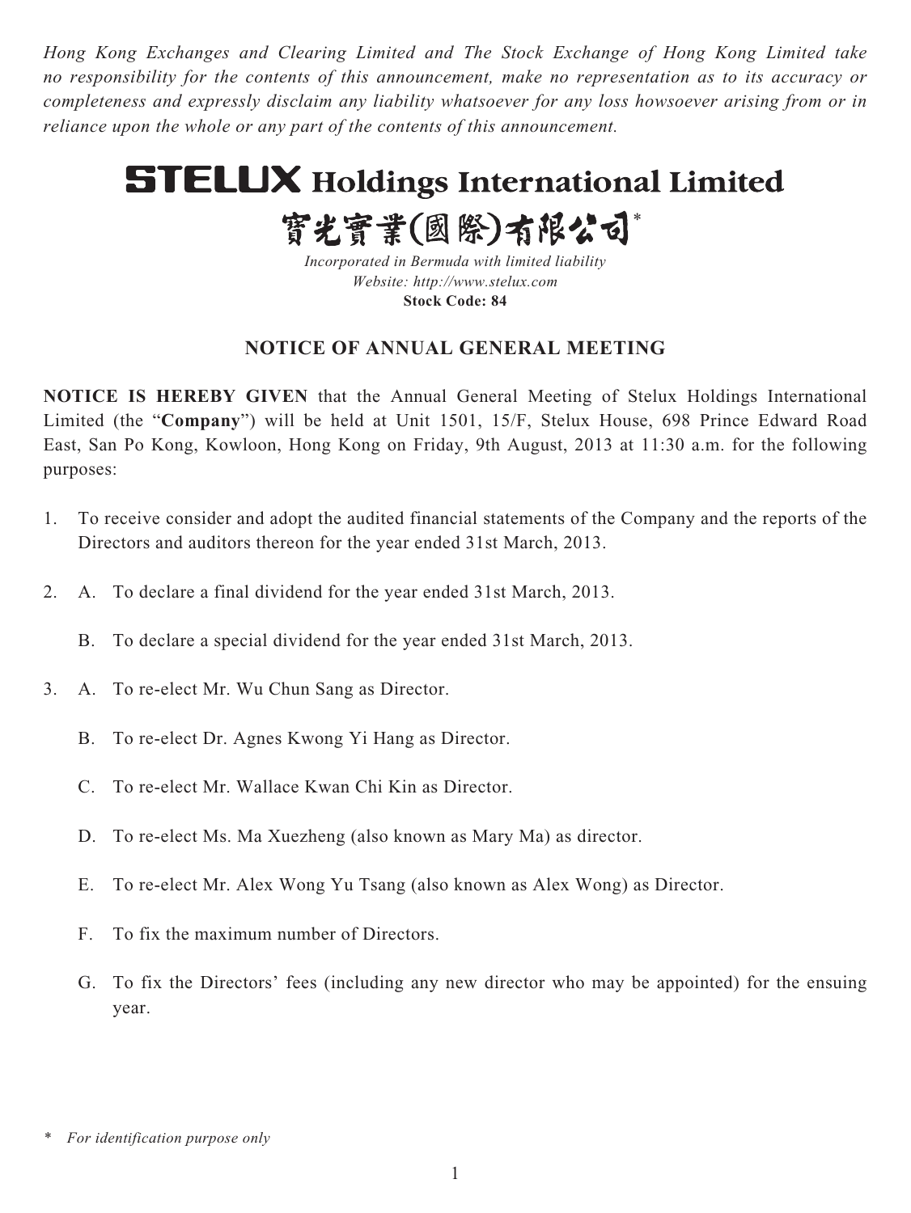*Hong Kong Exchanges and Clearing Limited and The Stock Exchange of Hong Kong Limited take no responsibility for the contents of this announcement, make no representation as to its accuracy or completeness and expressly disclaim any liability whatsoever for any loss howsoever arising from or in reliance upon the whole or any part of the contents of this announcement.*

# STELUX Holdings International Limited

# 寶光實業(國際)有限公司*

*Incorporated in Bermuda with limited liability*
*Website: http://www.stelux.com*
**Stock Code: 84**

## NOTICE OF ANNUAL GENERAL MEETING

**NOTICE IS HEREBY GIVEN** that the Annual General Meeting of Stelux Holdings International Limited (the "**Company**") will be held at Unit 1501, 15/F, Stelux House, 698 Prince Edward Road East, San Po Kong, Kowloon, Hong Kong on Friday, 9th August, 2013 at 11:30 a.m. for the following purposes:

1. To receive consider and adopt the audited financial statements of the Company and the reports of the Directors and auditors thereon for the year ended 31st March, 2013.

2. A. To declare a final dividend for the year ended 31st March, 2013.

   B. To declare a special dividend for the year ended 31st March, 2013.

3. A. To re-elect Mr. Wu Chun Sang as Director.

   B. To re-elect Dr. Agnes Kwong Yi Hang as Director.

   C. To re-elect Mr. Wallace Kwan Chi Kin as Director.

   D. To re-elect Ms. Ma Xuezheng (also known as Mary Ma) as director.

   E. To re-elect Mr. Alex Wong Yu Tsang (also known as Alex Wong) as Director.

   F. To fix the maximum number of Directors.

   G. To fix the Directors' fees (including any new director who may be appointed) for the ensuing year.

\* *For identification purpose only*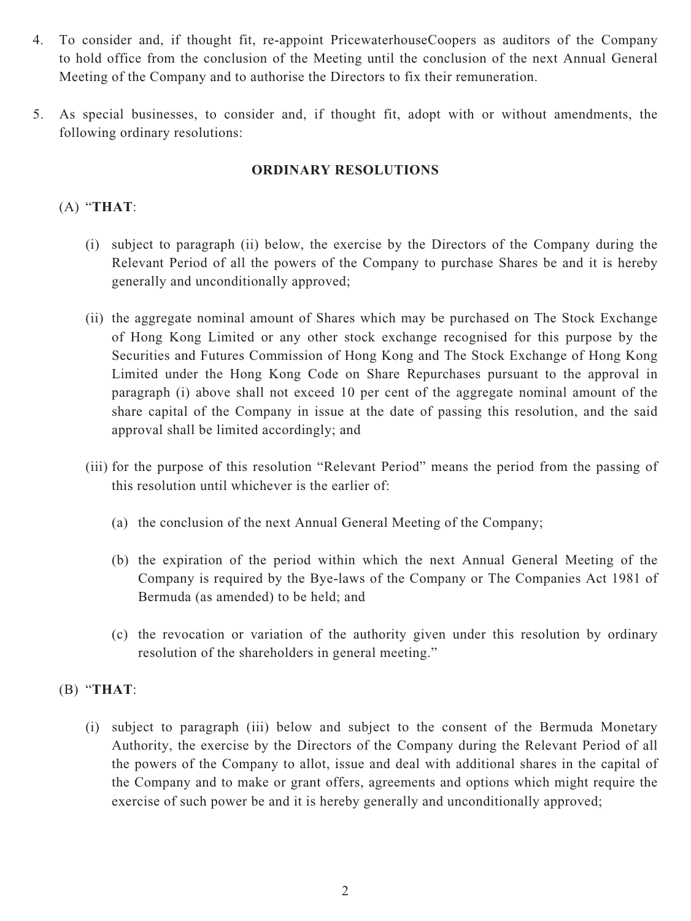4. To consider and, if thought fit, re-appoint PricewaterhouseCoopers as auditors of the Company to hold office from the conclusion of the Meeting until the conclusion of the next Annual General Meeting of the Company and to authorise the Directors to fix their remuneration.

5. As special businesses, to consider and, if thought fit, adopt with or without amendments, the following ordinary resolutions:

**ORDINARY RESOLUTIONS**

(A) "**THAT**:

(i) subject to paragraph (ii) below, the exercise by the Directors of the Company during the Relevant Period of all the powers of the Company to purchase Shares be and it is hereby generally and unconditionally approved;

(ii) the aggregate nominal amount of Shares which may be purchased on The Stock Exchange of Hong Kong Limited or any other stock exchange recognised for this purpose by the Securities and Futures Commission of Hong Kong and The Stock Exchange of Hong Kong Limited under the Hong Kong Code on Share Repurchases pursuant to the approval in paragraph (i) above shall not exceed 10 per cent of the aggregate nominal amount of the share capital of the Company in issue at the date of passing this resolution, and the said approval shall be limited accordingly; and

(iii) for the purpose of this resolution "Relevant Period" means the period from the passing of this resolution until whichever is the earlier of:

(a) the conclusion of the next Annual General Meeting of the Company;

(b) the expiration of the period within which the next Annual General Meeting of the Company is required by the Bye-laws of the Company or The Companies Act 1981 of Bermuda (as amended) to be held; and

(c) the revocation or variation of the authority given under this resolution by ordinary resolution of the shareholders in general meeting."

(B) "**THAT**:

(i) subject to paragraph (iii) below and subject to the consent of the Bermuda Monetary Authority, the exercise by the Directors of the Company during the Relevant Period of all the powers of the Company to allot, issue and deal with additional shares in the capital of the Company and to make or grant offers, agreements and options which might require the exercise of such power be and it is hereby generally and unconditionally approved;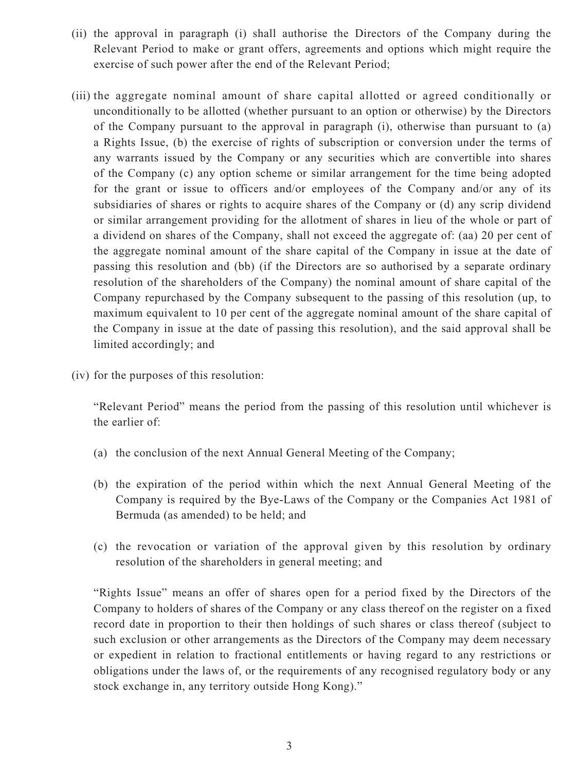(ii) the approval in paragraph (i) shall authorise the Directors of the Company during the Relevant Period to make or grant offers, agreements and options which might require the exercise of such power after the end of the Relevant Period;

(iii) the aggregate nominal amount of share capital allotted or agreed conditionally or unconditionally to be allotted (whether pursuant to an option or otherwise) by the Directors of the Company pursuant to the approval in paragraph (i), otherwise than pursuant to (a) a Rights Issue, (b) the exercise of rights of subscription or conversion under the terms of any warrants issued by the Company or any securities which are convertible into shares of the Company (c) any option scheme or similar arrangement for the time being adopted for the grant or issue to officers and/or employees of the Company and/or any of its subsidiaries of shares or rights to acquire shares of the Company or (d) any scrip dividend or similar arrangement providing for the allotment of shares in lieu of the whole or part of a dividend on shares of the Company, shall not exceed the aggregate of: (aa) 20 per cent of the aggregate nominal amount of the share capital of the Company in issue at the date of passing this resolution and (bb) (if the Directors are so authorised by a separate ordinary resolution of the shareholders of the Company) the nominal amount of share capital of the Company repurchased by the Company subsequent to the passing of this resolution (up, to maximum equivalent to 10 per cent of the aggregate nominal amount of the share capital of the Company in issue at the date of passing this resolution), and the said approval shall be limited accordingly; and

(iv) for the purposes of this resolution:

"Relevant Period" means the period from the passing of this resolution until whichever is the earlier of:

(a) the conclusion of the next Annual General Meeting of the Company;

(b) the expiration of the period within which the next Annual General Meeting of the Company is required by the Bye-Laws of the Company or the Companies Act 1981 of Bermuda (as amended) to be held; and

(c) the revocation or variation of the approval given by this resolution by ordinary resolution of the shareholders in general meeting; and

"Rights Issue" means an offer of shares open for a period fixed by the Directors of the Company to holders of shares of the Company or any class thereof on the register on a fixed record date in proportion to their then holdings of such shares or class thereof (subject to such exclusion or other arrangements as the Directors of the Company may deem necessary or expedient in relation to fractional entitlements or having regard to any restrictions or obligations under the laws of, or the requirements of any recognised regulatory body or any stock exchange in, any territory outside Hong Kong)."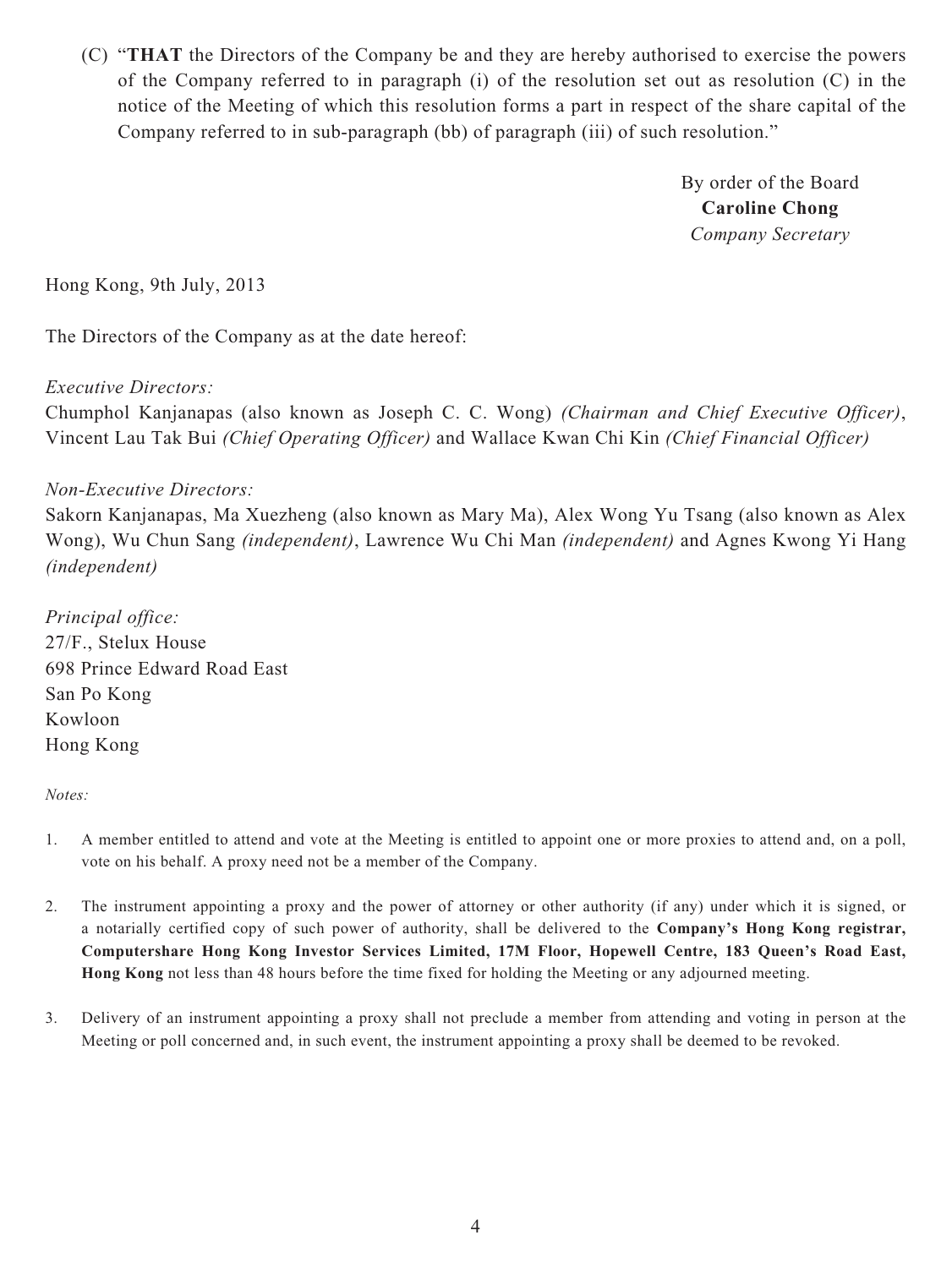(C) "**THAT** the Directors of the Company be and they are hereby authorised to exercise the powers of the Company referred to in paragraph (i) of the resolution set out as resolution (C) in the notice of the Meeting of which this resolution forms a part in respect of the share capital of the Company referred to in sub-paragraph (bb) of paragraph (iii) of such resolution."

By order of the Board
**Caroline Chong**
*Company Secretary*

Hong Kong, 9th July, 2013

The Directors of the Company as at the date hereof:

*Executive Directors:*
Chumphol Kanjanapas (also known as Joseph C. C. Wong) *(Chairman and Chief Executive Officer)*, Vincent Lau Tak Bui *(Chief Operating Officer)* and Wallace Kwan Chi Kin *(Chief Financial Officer)*

*Non-Executive Directors:*
Sakorn Kanjanapas, Ma Xuezheng (also known as Mary Ma), Alex Wong Yu Tsang (also known as Alex Wong), Wu Chun Sang *(independent)*, Lawrence Wu Chi Man *(independent)* and Agnes Kwong Yi Hang *(independent)*

*Principal office:*
27/F., Stelux House
698 Prince Edward Road East
San Po Kong
Kowloon
Hong Kong

*Notes:*

1. A member entitled to attend and vote at the Meeting is entitled to appoint one or more proxies to attend and, on a poll, vote on his behalf. A proxy need not be a member of the Company.

2. The instrument appointing a proxy and the power of attorney or other authority (if any) under which it is signed, or a notarially certified copy of such power of authority, shall be delivered to the **Company's Hong Kong registrar, Computershare Hong Kong Investor Services Limited, 17M Floor, Hopewell Centre, 183 Queen's Road East, Hong Kong** not less than 48 hours before the time fixed for holding the Meeting or any adjourned meeting.

3. Delivery of an instrument appointing a proxy shall not preclude a member from attending and voting in person at the Meeting or poll concerned and, in such event, the instrument appointing a proxy shall be deemed to be revoked.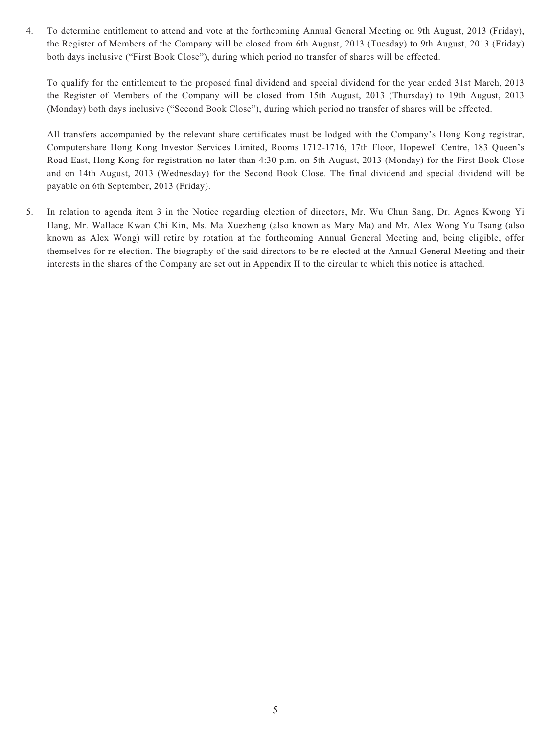4. To determine entitlement to attend and vote at the forthcoming Annual General Meeting on 9th August, 2013 (Friday), the Register of Members of the Company will be closed from 6th August, 2013 (Tuesday) to 9th August, 2013 (Friday) both days inclusive ("First Book Close"), during which period no transfer of shares will be effected.

   To qualify for the entitlement to the proposed final dividend and special dividend for the year ended 31st March, 2013 the Register of Members of the Company will be closed from 15th August, 2013 (Thursday) to 19th August, 2013 (Monday) both days inclusive ("Second Book Close"), during which period no transfer of shares will be effected.

   All transfers accompanied by the relevant share certificates must be lodged with the Company's Hong Kong registrar, Computershare Hong Kong Investor Services Limited, Rooms 1712-1716, 17th Floor, Hopewell Centre, 183 Queen's Road East, Hong Kong for registration no later than 4:30 p.m. on 5th August, 2013 (Monday) for the First Book Close and on 14th August, 2013 (Wednesday) for the Second Book Close. The final dividend and special dividend will be payable on 6th September, 2013 (Friday).

5. In relation to agenda item 3 in the Notice regarding election of directors, Mr. Wu Chun Sang, Dr. Agnes Kwong Yi Hang, Mr. Wallace Kwan Chi Kin, Ms. Ma Xuezheng (also known as Mary Ma) and Mr. Alex Wong Yu Tsang (also known as Alex Wong) will retire by rotation at the forthcoming Annual General Meeting and, being eligible, offer themselves for re-election. The biography of the said directors to be re-elected at the Annual General Meeting and their interests in the shares of the Company are set out in Appendix II to the circular to which this notice is attached.